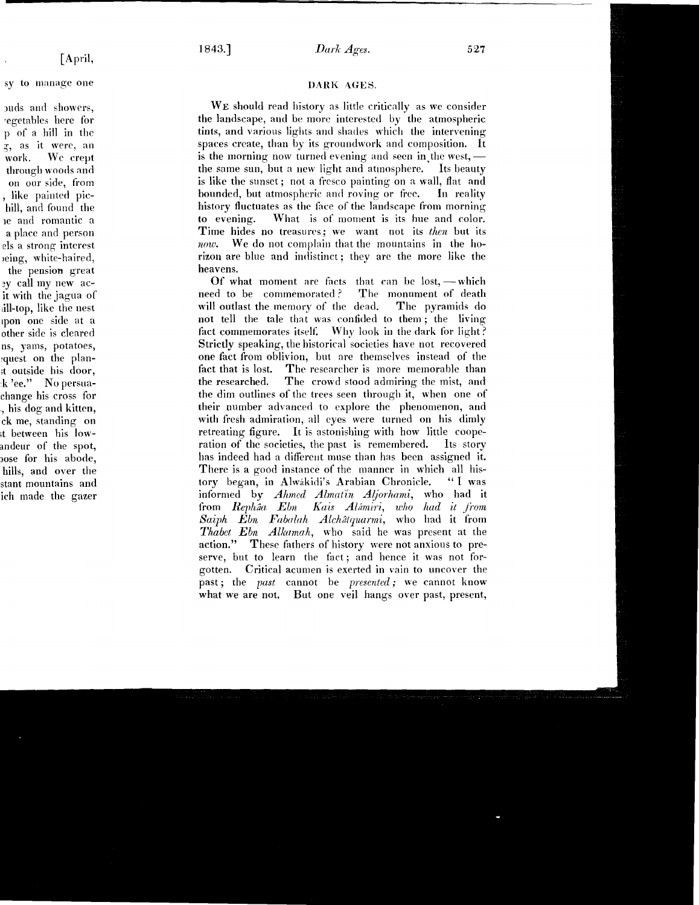## DARK AGES.

We should read history as little critically as we consider the landscape, and be more interested by the atmospheric tints, and various lights and shades which the intervening spaces create, than by its groundwork and composition. It is the morning now turned evening and seen in the west, — the same sun, but a new light and atmosphere. Its beauty is like the sunset; not a fresco painting on a wall, flat and bounded, but atmospheric and roving or free. In reality history fluctuates as the face of the landscape from morning to evening. What is of moment is its hue and color. Time hides no treasures; we want not its *then* but its *now*. We do not complain that the mountains in the horizon are blue and indistinct; they are the more like the heavens.

Of what moment are facts that can be lost, — which need to be commemorated? The monument of death will outlast the memory of the dead. The pyramids do not tell the tale that was confided to them; the living fact commemorates itself. Why look in the dark for light? Strictly speaking, the historical societies have not recovered one fact from oblivion, but are themselves instead of the fact that is lost. The researcher is more memorable than the researched. The crowd stood admiring the mist, and the dim outlines of the trees seen through it, when one of their number advanced to explore the phenomenon, and with fresh admiration, all eyes were turned on his dimly retreating figure. It is astonishing with how little cooperation of the societies, the past is remembered. Its story has indeed had a different muse than has been assigned it. There is a good instance of the manner in which all history began, in Alwákidi's Arabian Chronicle. "I was informed by *Ahmed Almatin Aljorhami*, who had it from *Rephâa Ebn Kais Alámiri, who had it from Saiph Ebn Fabalah Alchâtquarmi*, who had it from *Thabet Ebn Alkamah*, who said he was present at the action." These fathers of history were not anxious to preserve, but to learn the fact; and hence it was not forgotten. Critical acumen is exerted in vain to uncover the past; the *past* cannot be *presented;* we cannot know what we are not. But one veil hangs over past, present,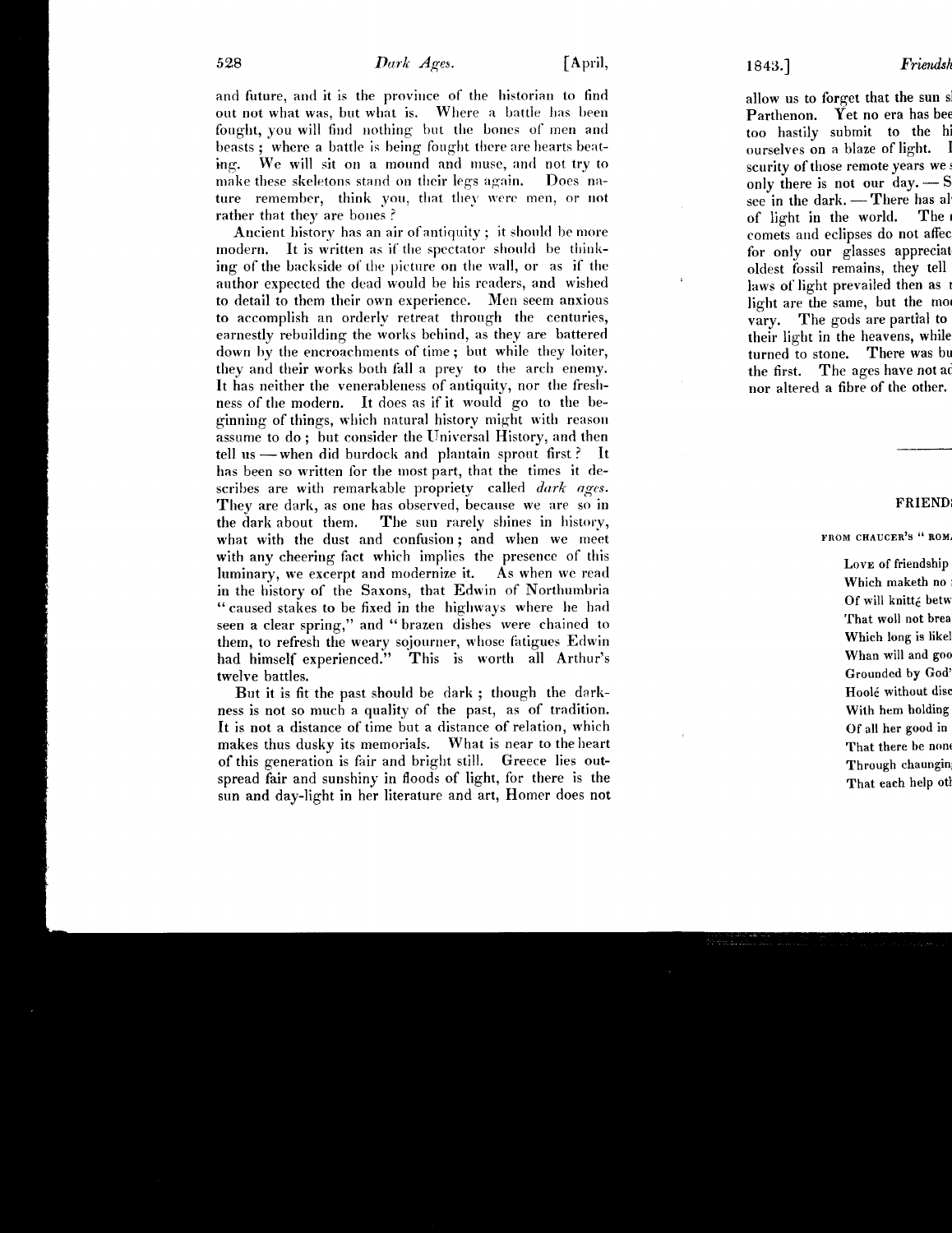and future, and it is the province of the historian to find out not what was, but what is. Where a battle has been fought, you will find nothing but the bones of men and beasts; where a battle is being fought there are hearts beating. We will sit on a mound and muse, and not try to make these skeletons stand on their legs again. Does nature remember, think you, that they were men, or not rather that they are bones?

Ancient history has an air of antiquity; it should be more modern. It is written as if the spectator should be thinking of the backside of the picture on the wall, or as if the author expected the dead would be his readers, and wished to detail to them their own experience. Men seem anxious to accomplish an orderly retreat through the centuries, earnestly rebuilding the works behind, as they are battered down by the encroachments of time; but while they loiter, they and their works both fall a prey to the arch enemy. It has neither the venerableness of antiquity, nor the freshness of the modern. It does as if it would go to the beginning of things, which natural history might with reason assume to do; but consider the Universal History, and then tell us — when did burdock and plantain sprout first? It has been so written for the most part, that the times it describes are with remarkable propriety called *dark ages*. They are dark, as one has observed, because we are so in the dark about them. The sun rarely shines in history, what with the dust and confusion; and when we meet with any cheering fact which implies the presence of this luminary, we excerpt and modernize it. As when we read in the history of the Saxons, that Edwin of Northumbria "caused stakes to be fixed in the highways where he had seen a clear spring," and "brazen dishes were chained to them, to refresh the weary sojourner, whose fatigues Edwin had himself experienced." This is worth all Arthur's twelve battles.

But it is fit the past should be dark; though the darkness is not so much a quality of the past, as of tradition. It is not a distance of time but a distance of relation, which makes thus dusky its memorials. What is near to the heart of this generation is fair and bright still. Greece lies outspread fair and sunshiny in floods of light, for there is the sun and day-light in her literature and art, Homer does not allow us to forget that the sun s[...] Parthenon. Yet no era has bee[...] too hastily submit to the hi[...] ourselves on a blaze of light. I[...] scurity of those remote years we [...] only there is not our day. — S[...] see in the dark. — There has al[...] of light in the world. The [...] comets and eclipses do not affec[...] for only our glasses appreciat[...] oldest fossil remains, they tell [...] laws of light prevailed then as [...] light are the same, but the mo[...] vary. The gods are partial to [...] their light in the heavens, while [...] turned to stone. There was bu[...] the first. The ages have not a[...] nor altered a fibre of the other.

---

## FRIEND[...]

FROM CHAUCER'S "ROM[...]

Love of friendship [...]
Which maketh no [...]
Of will knittė betw[...]
That woll not brea[...]
Which long is likel[...]
Whan will and goo[...]
Grounded by God'[...]
Hoolė without disc[...]
With hem holding [...]
Of all her good in [...]
That there be non[...]
Through chaungin[...]
That each help oth[...]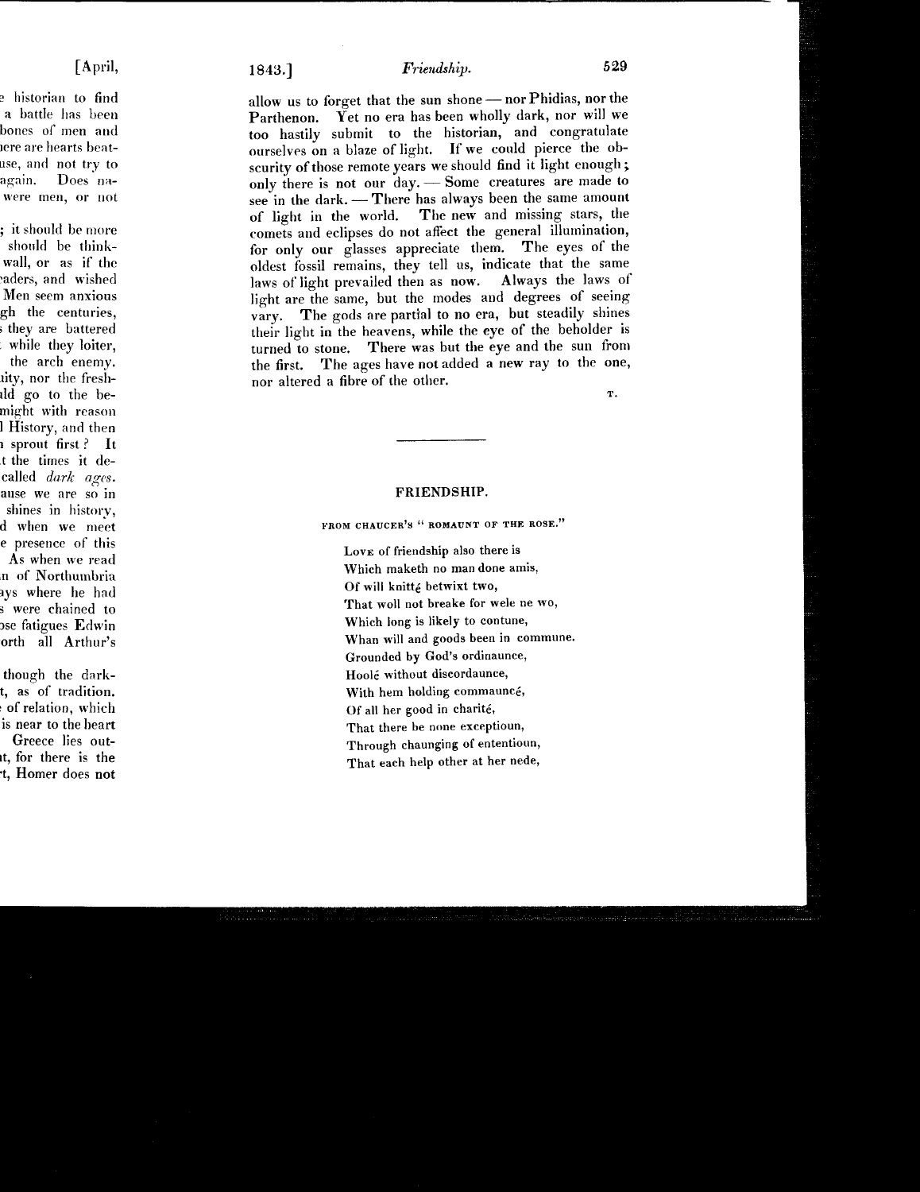allow us to forget that the sun shone — nor Phidias, nor the Parthenon. Yet no era has been wholly dark, nor will we too hastily submit to the historian, and congratulate ourselves on a blaze of light. If we could pierce the obscurity of those remote years we should find it light enough; only there is not our day. — Some creatures are made to see in the dark. — There has always been the same amount of light in the world. The new and missing stars, the comets and eclipses do not affect the general illumination, for only our glasses appreciate them. The eyes of the oldest fossil remains, they tell us, indicate that the same laws of light prevailed then as now. Always the laws of light are the same, but the modes and degrees of seeing vary. The gods are partial to no era, but steadily shines their light in the heavens, while the eye of the beholder is turned to stone. There was but the eye and the sun from the first. The ages have not added a new ray to the one, nor altered a fibre of the other.

T.

---

## FRIENDSHIP.

FROM CHAUCER'S "ROMAUNT OF THE ROSE."

Love of friendship also there is  
Which maketh no man done amis,  
Of will knitté betwixt two,  
That woll not breake for wele ne wo,  
Which long is likely to contune,  
Whan will and goods been in commune.  
Grounded by God's ordinaunce,  
Hoolé without discordaunce,  
With hem holding commauncé,  
Of all her good in charité,  
That there be none exceptioun,  
Through chaunging of ententioun,  
That each help other at her nede,